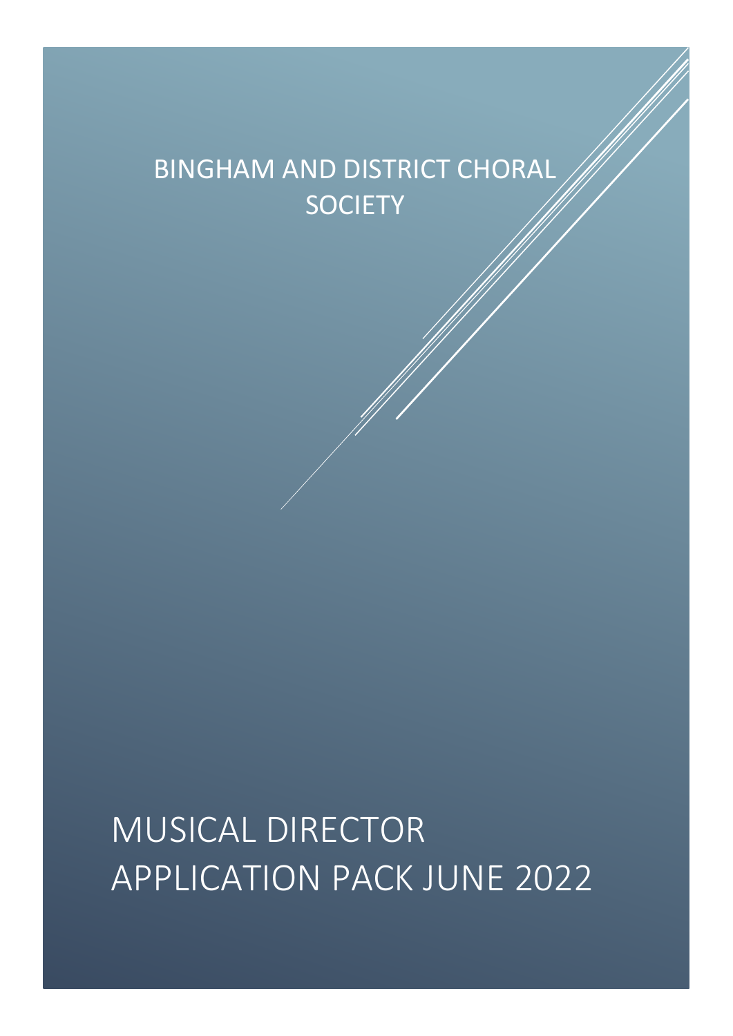# BINGHAM AND DISTRICT CHORAL SOCIETY

# MUSICAL DIRECTOR APPLICATION PACK JUNE 2022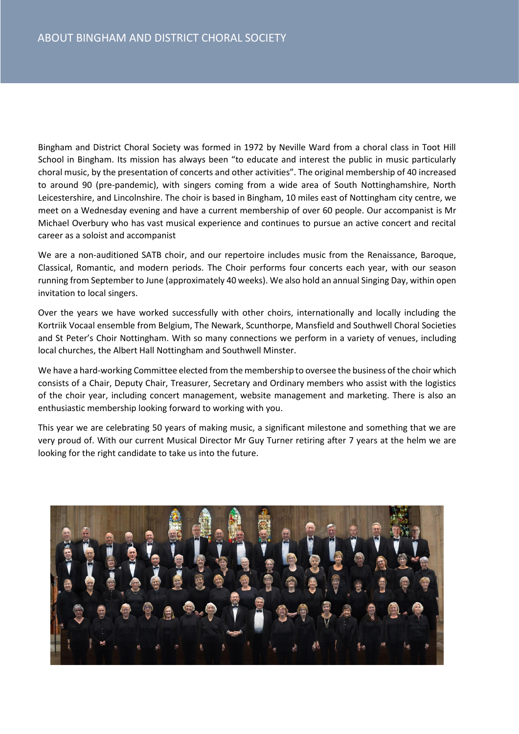# ABOUT BINGHAM AND DISTRICT CHORAL SOCIETY

Bingham and District Choral Society was formed in 1972 by Neville Ward from a choral class in Toot Hill School in Bingham. Its mission has always been "to educate and interest the public in music particularly choral music, by the presentation of concerts and other activities". The original membership of 40 increased to around 90 (pre-pandemic), with singers coming from a wide area of South Nottinghamshire, North Leicestershire, and Lincolnshire. The choir is based in Bingham, 10 miles east of Nottingham city centre, we meet on a Wednesday evening and have a current membership of over 60 people. Our accompanist is Mr Michael Overbury who has vast musical experience and continues to pursue an active concert and recital career as a soloist and accompanist

We are a non-auditioned SATB choir, and our repertoire includes music from the Renaissance, Baroque, Classical, Romantic, and modern periods. The Choir performs four concerts each year, with our season running from September to June (approximately 40 weeks). We also hold an annual Singing Day, within open invitation to local singers.

Over the years we have worked successfully with other choirs, internationally and locally including the Kortriik Vocaal ensemble from Belgium, The Newark, Scunthorpe, Mansfield and Southwell Choral Societies and St Peter's Choir Nottingham. With so many connections we perform in a variety of venues, including local churches, the Albert Hall Nottingham and Southwell Minster.

We have a hard-working Committee elected from the membership to oversee the business of the choir which consists of a Chair, Deputy Chair, Treasurer, Secretary and Ordinary members who assist with the logistics of the choir year, including concert management, website management and marketing. There is also an enthusiastic membership looking forward to working with you.

This year we are celebrating 50 years of making music, a significant milestone and something that we are very proud of. With our current Musical Director Mr Guy Turner retiring after 7 years at the helm we are looking for the right candidate to take us into the future.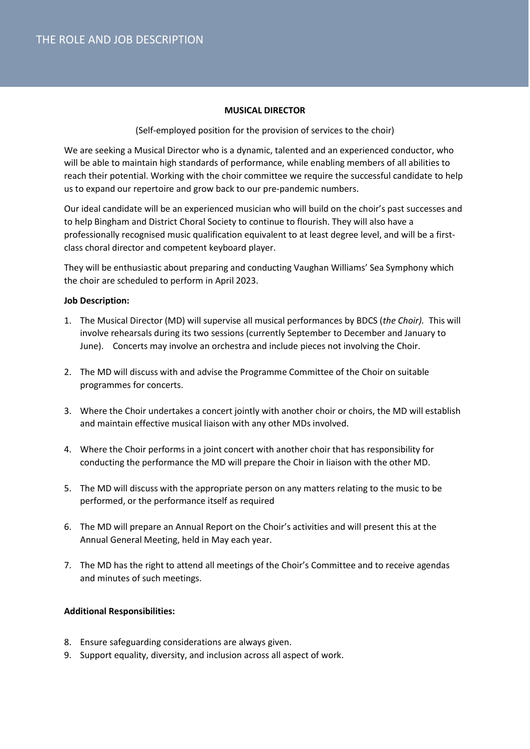# THE ROLE AND JOB DESCRIPTION

**MUSICAL DIRECTOR**

(Self-employed position for the provision of services to the choir)

We are seeking a Musical Director who is a dynamic, talented and an experienced conductor, who will be able to maintain high standards of performance, while enabling members of all abilities to reach their potential. Working with the choir committee we require the successful candidate to help us to expand our repertoire and grow back to our pre-pandemic numbers.

Our ideal candidate will be an experienced musician who will build on the choir's past successes and to help Bingham and District Choral Society to continue to flourish. They will also have a professionally recognised music qualification equivalent to at least degree level, and will be a first-class choral director and competent keyboard player.

They will be enthusiastic about preparing and conducting Vaughan Williams' Sea Symphony which the choir are scheduled to perform in April 2023.

**Job Description:**

1. The Musical Director (MD) will supervise all musical performances by BDCS (*the Choir).* This will involve rehearsals during its two sessions (currently September to December and January to June). Concerts may involve an orchestra and include pieces not involving the Choir.

2. The MD will discuss with and advise the Programme Committee of the Choir on suitable programmes for concerts.

3. Where the Choir undertakes a concert jointly with another choir or choirs, the MD will establish and maintain effective musical liaison with any other MDs involved.

4. Where the Choir performs in a joint concert with another choir that has responsibility for conducting the performance the MD will prepare the Choir in liaison with the other MD.

5. The MD will discuss with the appropriate person on any matters relating to the music to be performed, or the performance itself as required

6. The MD will prepare an Annual Report on the Choir's activities and will present this at the Annual General Meeting, held in May each year.

7. The MD has the right to attend all meetings of the Choir's Committee and to receive agendas and minutes of such meetings.

**Additional Responsibilities:**

8. Ensure safeguarding considerations are always given.
9. Support equality, diversity, and inclusion across all aspect of work.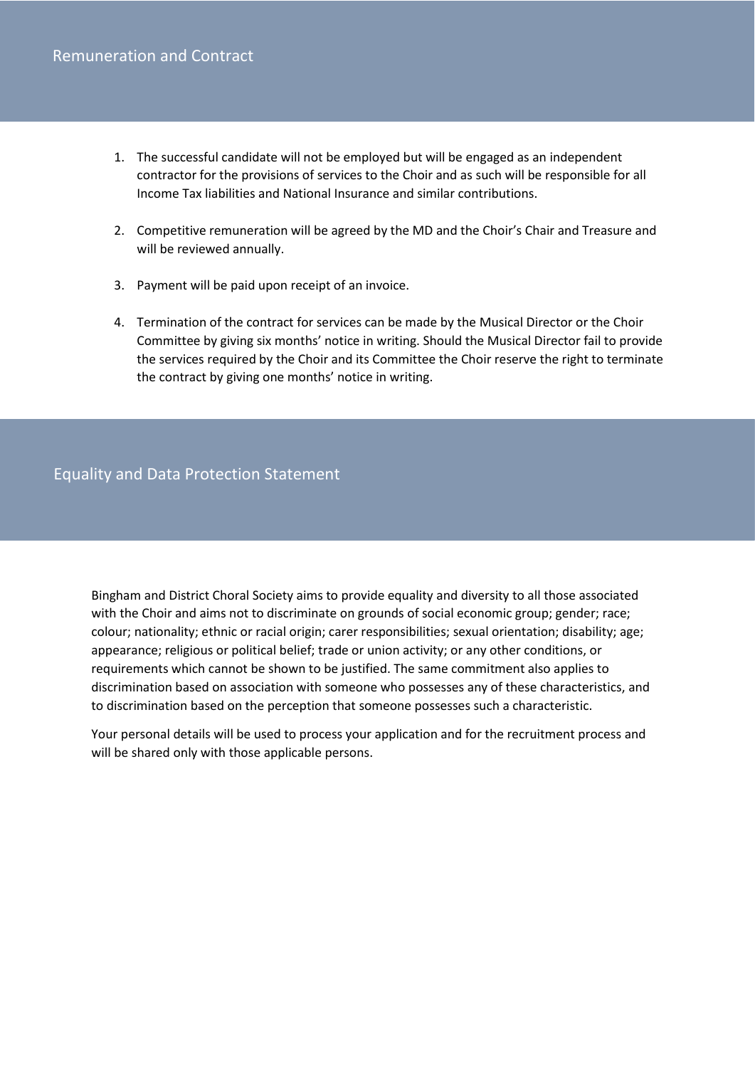## Remuneration and Contract

1. The successful candidate will not be employed but will be engaged as an independent contractor for the provisions of services to the Choir and as such will be responsible for all Income Tax liabilities and National Insurance and similar contributions.

2. Competitive remuneration will be agreed by the MD and the Choir's Chair and Treasure and will be reviewed annually.

3. Payment will be paid upon receipt of an invoice.

4. Termination of the contract for services can be made by the Musical Director or the Choir Committee by giving six months' notice in writing. Should the Musical Director fail to provide the services required by the Choir and its Committee the Choir reserve the right to terminate the contract by giving one months' notice in writing.

## Equality and Data Protection Statement

Bingham and District Choral Society aims to provide equality and diversity to all those associated with the Choir and aims not to discriminate on grounds of social economic group; gender; race; colour; nationality; ethnic or racial origin; carer responsibilities; sexual orientation; disability; age; appearance; religious or political belief; trade or union activity; or any other conditions, or requirements which cannot be shown to be justified. The same commitment also applies to discrimination based on association with someone who possesses any of these characteristics, and to discrimination based on the perception that someone possesses such a characteristic.

Your personal details will be used to process your application and for the recruitment process and will be shared only with those applicable persons.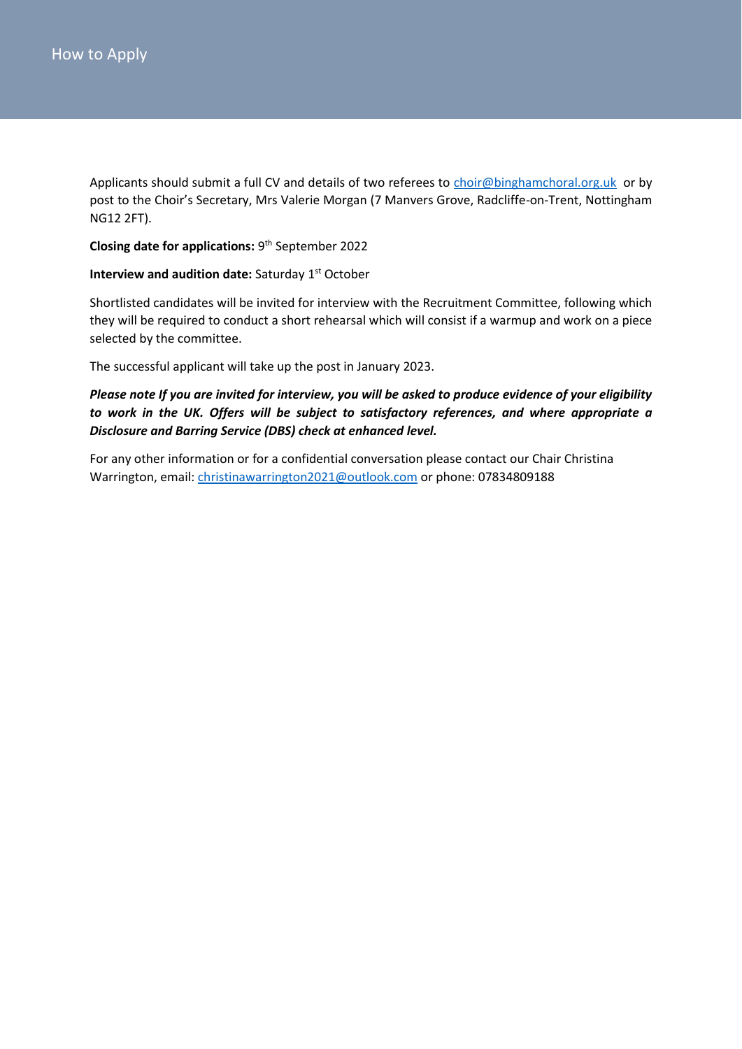# How to Apply

Applicants should submit a full CV and details of two referees to choir@binghamchoral.org.uk or by post to the Choir's Secretary, Mrs Valerie Morgan (7 Manvers Grove, Radcliffe-on-Trent, Nottingham NG12 2FT).

**Closing date for applications:** 9th September 2022

**Interview and audition date:** Saturday 1st October

Shortlisted candidates will be invited for interview with the Recruitment Committee, following which they will be required to conduct a short rehearsal which will consist if a warmup and work on a piece selected by the committee.

The successful applicant will take up the post in January 2023.

***Please note If you are invited for interview, you will be asked to produce evidence of your eligibility to work in the UK. Offers will be subject to satisfactory references, and where appropriate a Disclosure and Barring Service (DBS) check at enhanced level.***

For any other information or for a confidential conversation please contact our Chair Christina Warrington, email: christinawarrington2021@outlook.com or phone: 07834809188